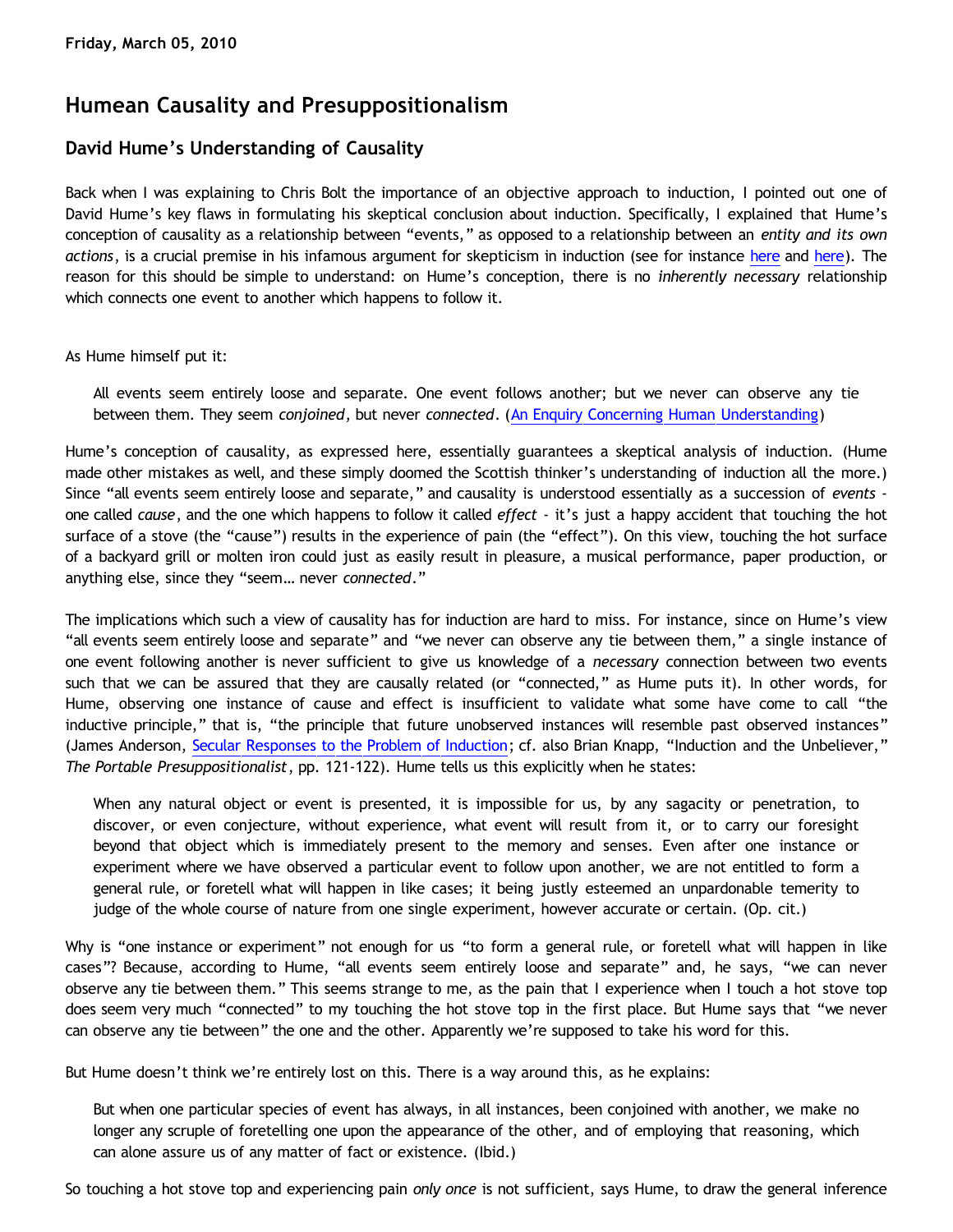**Friday, March 05, 2010**

# Humean Causality and Presuppositionalism

## David Hume's Understanding of Causality

Back when I was explaining to Chris Bolt the importance of an objective approach to induction, I pointed out one of David Hume's key flaws in formulating his skeptical conclusion about induction. Specifically, I explained that Hume's conception of causality as a relationship between "events," as opposed to a relationship between an *entity and its own actions*, is a crucial premise in his infamous argument for skepticism in induction (see for instance here and here). The reason for this should be simple to understand: on Hume's conception, there is no *inherently necessary* relationship which connects one event to another which happens to follow it.

As Hume himself put it:

> All events seem entirely loose and separate. One event follows another; but we never can observe any tie between them. They seem *conjoined*, but never *connected*. (An Enquiry Concerning Human Understanding)

Hume's conception of causality, as expressed here, essentially guarantees a skeptical analysis of induction. (Hume made other mistakes as well, and these simply doomed the Scottish thinker's understanding of induction all the more.) Since "all events seem entirely loose and separate," and causality is understood essentially as a succession of *events* - one called *cause*, and the one which happens to follow it called *effect* - it's just a happy accident that touching the hot surface of a stove (the "cause") results in the experience of pain (the "effect"). On this view, touching the hot surface of a backyard grill or molten iron could just as easily result in pleasure, a musical performance, paper production, or anything else, since they "seem… never *connected*."

The implications which such a view of causality has for induction are hard to miss. For instance, since on Hume's view "all events seem entirely loose and separate" and "we never can observe any tie between them," a single instance of one event following another is never sufficient to give us knowledge of a *necessary* connection between two events such that we can be assured that they are causally related (or "connected," as Hume puts it). In other words, for Hume, observing one instance of cause and effect is insufficient to validate what some have come to call "the inductive principle," that is, "the principle that future unobserved instances will resemble past observed instances" (James Anderson, Secular Responses to the Problem of Induction; cf. also Brian Knapp, "Induction and the Unbeliever," *The Portable Presuppositionalist*, pp. 121-122). Hume tells us this explicitly when he states:

> When any natural object or event is presented, it is impossible for us, by any sagacity or penetration, to discover, or even conjecture, without experience, what event will result from it, or to carry our foresight beyond that object which is immediately present to the memory and senses. Even after one instance or experiment where we have observed a particular event to follow upon another, we are not entitled to form a general rule, or foretell what will happen in like cases; it being justly esteemed an unpardonable temerity to judge of the whole course of nature from one single experiment, however accurate or certain. (Op. cit.)

Why is "one instance or experiment" not enough for us "to form a general rule, or foretell what will happen in like cases"? Because, according to Hume, "all events seem entirely loose and separate" and, he says, "we can never observe any tie between them." This seems strange to me, as the pain that I experience when I touch a hot stove top does seem very much "connected" to my touching the hot stove top in the first place. But Hume says that "we never can observe any tie between" the one and the other. Apparently we're supposed to take his word for this.

But Hume doesn't think we're entirely lost on this. There is a way around this, as he explains:

> But when one particular species of event has always, in all instances, been conjoined with another, we make no longer any scruple of foretelling one upon the appearance of the other, and of employing that reasoning, which can alone assure us of any matter of fact or existence. (Ibid.)

So touching a hot stove top and experiencing pain *only once* is not sufficient, says Hume, to draw the general inference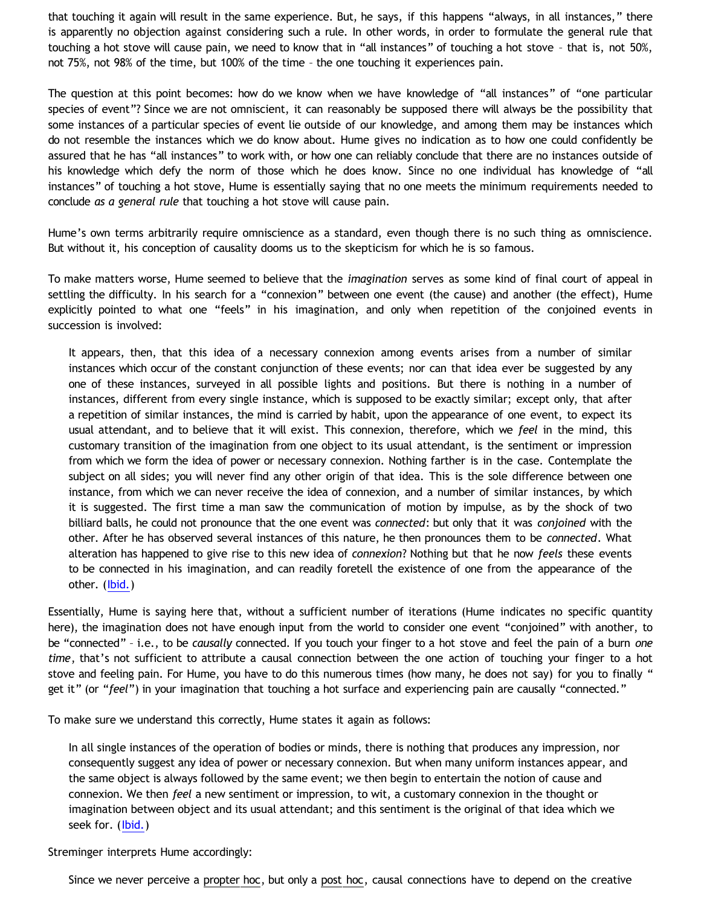that touching it again will result in the same experience. But, he says, if this happens "always, in all instances," there is apparently no objection against considering such a rule. In other words, in order to formulate the general rule that touching a hot stove will cause pain, we need to know that in "all instances" of touching a hot stove – that is, not 50%, not 75%, not 98% of the time, but 100% of the time – the one touching it experiences pain.

The question at this point becomes: how do we know when we have knowledge of "all instances" of "one particular species of event"? Since we are not omniscient, it can reasonably be supposed there will always be the possibility that some instances of a particular species of event lie outside of our knowledge, and among them may be instances which do not resemble the instances which we do know about. Hume gives no indication as to how one could confidently be assured that he has "all instances" to work with, or how one can reliably conclude that there are no instances outside of his knowledge which defy the norm of those which he does know. Since no one individual has knowledge of "all instances" of touching a hot stove, Hume is essentially saying that no one meets the minimum requirements needed to conclude *as a general rule* that touching a hot stove will cause pain.

Hume's own terms arbitrarily require omniscience as a standard, even though there is no such thing as omniscience. But without it, his conception of causality dooms us to the skepticism for which he is so famous.

To make matters worse, Hume seemed to believe that the *imagination* serves as some kind of final court of appeal in settling the difficulty. In his search for a "connexion" between one event (the cause) and another (the effect), Hume explicitly pointed to what one "feels" in his imagination, and only when repetition of the conjoined events in succession is involved:

> It appears, then, that this idea of a necessary connexion among events arises from a number of similar instances which occur of the constant conjunction of these events; nor can that idea ever be suggested by any one of these instances, surveyed in all possible lights and positions. But there is nothing in a number of instances, different from every single instance, which is supposed to be exactly similar; except only, that after a repetition of similar instances, the mind is carried by habit, upon the appearance of one event, to expect its usual attendant, and to believe that it will exist. This connexion, therefore, which we *feel* in the mind, this customary transition of the imagination from one object to its usual attendant, is the sentiment or impression from which we form the idea of power or necessary connexion. Nothing farther is in the case. Contemplate the subject on all sides; you will never find any other origin of that idea. This is the sole difference between one instance, from which we can never receive the idea of connexion, and a number of similar instances, by which it is suggested. The first time a man saw the communication of motion by impulse, as by the shock of two billiard balls, he could not pronounce that the one event was *connected*: but only that it was *conjoined* with the other. After he has observed several instances of this nature, he then pronounces them to be *connected*. What alteration has happened to give rise to this new idea of *connexion*? Nothing but that he now *feels* these events to be connected in his imagination, and can readily foretell the existence of one from the appearance of the other. (Ibid.)

Essentially, Hume is saying here that, without a sufficient number of iterations (Hume indicates no specific quantity here), the imagination does not have enough input from the world to consider one event "conjoined" with another, to be "connected" – i.e., to be *causally* connected. If you touch your finger to a hot stove and feel the pain of a burn *one time*, that's not sufficient to attribute a causal connection between the one action of touching your finger to a hot stove and feeling pain. For Hume, you have to do this numerous times (how many, he does not say) for you to finally "get it" (or "*feel*") in your imagination that touching a hot surface and experiencing pain are causally "connected."

To make sure we understand this correctly, Hume states it again as follows:

> In all single instances of the operation of bodies or minds, there is nothing that produces any impression, nor consequently suggest any idea of power or necessary connexion. But when many uniform instances appear, and the same object is always followed by the same event; we then begin to entertain the notion of cause and connexion. We then *feel* a new sentiment or impression, to wit, a customary connexion in the thought or imagination between object and its usual attendant; and this sentiment is the original of that idea which we seek for. (Ibid.)

Streminger interprets Hume accordingly:

> Since we never perceive a propter hoc, but only a post hoc, causal connections have to depend on the creative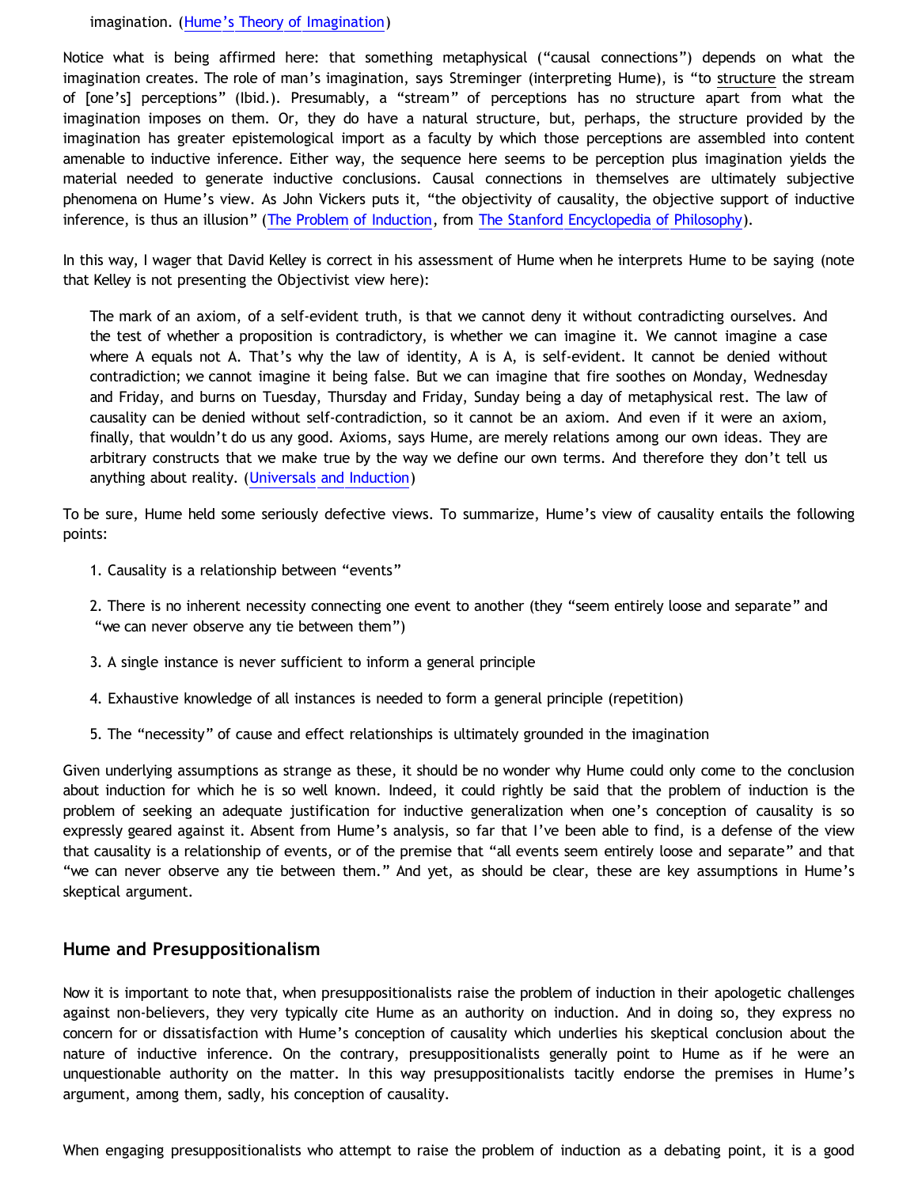imagination. (Hume's Theory of Imagination)

Notice what is being affirmed here: that something metaphysical ("causal connections") depends on what the imagination creates. The role of man's imagination, says Streminger (interpreting Hume), is "to structure the stream of [one's] perceptions" (Ibid.). Presumably, a "stream" of perceptions has no structure apart from what the imagination imposes on them. Or, they do have a natural structure, but, perhaps, the structure provided by the imagination has greater epistemological import as a faculty by which those perceptions are assembled into content amenable to inductive inference. Either way, the sequence here seems to be perception plus imagination yields the material needed to generate inductive conclusions. Causal connections in themselves are ultimately subjective phenomena on Hume's view. As John Vickers puts it, "the objectivity of causality, the objective support of inductive inference, is thus an illusion" (The Problem of Induction, from The Stanford Encyclopedia of Philosophy).

In this way, I wager that David Kelley is correct in his assessment of Hume when he interprets Hume to be saying (note that Kelley is not presenting the Objectivist view here):

> The mark of an axiom, of a self-evident truth, is that we cannot deny it without contradicting ourselves. And the test of whether a proposition is contradictory, is whether we can imagine it. We cannot imagine a case where A equals not A. That's why the law of identity, A is A, is self-evident. It cannot be denied without contradiction; we cannot imagine it being false. But we can imagine that fire soothes on Monday, Wednesday and Friday, and burns on Tuesday, Thursday and Friday, Sunday being a day of metaphysical rest. The law of causality can be denied without self-contradiction, so it cannot be an axiom. And even if it were an axiom, finally, that wouldn't do us any good. Axioms, says Hume, are merely relations among our own ideas. They are arbitrary constructs that we make true by the way we define our own terms. And therefore they don't tell us anything about reality. (Universals and Induction)

To be sure, Hume held some seriously defective views. To summarize, Hume's view of causality entails the following points:

1. Causality is a relationship between "events"
2. There is no inherent necessity connecting one event to another (they "seem entirely loose and separate" and "we can never observe any tie between them")
3. A single instance is never sufficient to inform a general principle
4. Exhaustive knowledge of all instances is needed to form a general principle (repetition)
5. The "necessity" of cause and effect relationships is ultimately grounded in the imagination

Given underlying assumptions as strange as these, it should be no wonder why Hume could only come to the conclusion about induction for which he is so well known. Indeed, it could rightly be said that the problem of induction is the problem of seeking an adequate justification for inductive generalization when one's conception of causality is so expressly geared against it. Absent from Hume's analysis, so far that I've been able to find, is a defense of the view that causality is a relationship of events, or of the premise that "all events seem entirely loose and separate" and that "we can never observe any tie between them." And yet, as should be clear, these are key assumptions in Hume's skeptical argument.

## Hume and Presuppositionalism

Now it is important to note that, when presuppositionalists raise the problem of induction in their apologetic challenges against non-believers, they very typically cite Hume as an authority on induction. And in doing so, they express no concern for or dissatisfaction with Hume's conception of causality which underlies his skeptical conclusion about the nature of inductive inference. On the contrary, presuppositionalists generally point to Hume as if he were an unquestionable authority on the matter. In this way presuppositionalists tacitly endorse the premises in Hume's argument, among them, sadly, his conception of causality.

When engaging presuppositionalists who attempt to raise the problem of induction as a debating point, it is a good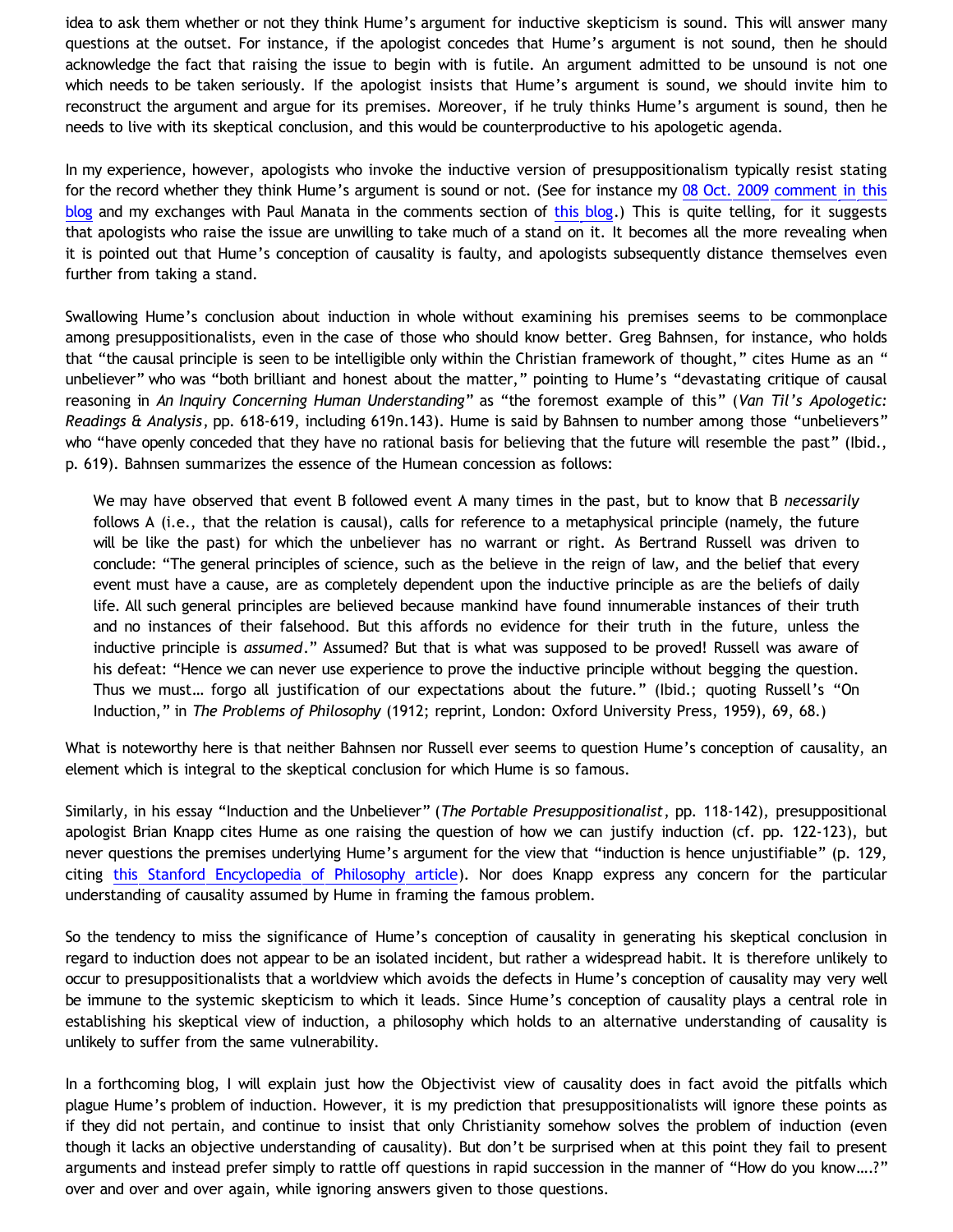idea to ask them whether or not they think Hume's argument for inductive skepticism is sound. This will answer many questions at the outset. For instance, if the apologist concedes that Hume's argument is not sound, then he should acknowledge the fact that raising the issue to begin with is futile. An argument admitted to be unsound is not one which needs to be taken seriously. If the apologist insists that Hume's argument is sound, we should invite him to reconstruct the argument and argue for its premises. Moreover, if he truly thinks Hume's argument is sound, then he needs to live with its skeptical conclusion, and this would be counterproductive to his apologetic agenda.

In my experience, however, apologists who invoke the inductive version of presuppositionalism typically resist stating for the record whether they think Hume's argument is sound or not. (See for instance my 08 Oct. 2009 comment in this blog and my exchanges with Paul Manata in the comments section of this blog.) This is quite telling, for it suggests that apologists who raise the issue are unwilling to take much of a stand on it. It becomes all the more revealing when it is pointed out that Hume's conception of causality is faulty, and apologists subsequently distance themselves even further from taking a stand.

Swallowing Hume's conclusion about induction in whole without examining his premises seems to be commonplace among presuppositionalists, even in the case of those who should know better. Greg Bahnsen, for instance, who holds that "the causal principle is seen to be intelligible only within the Christian framework of thought," cites Hume as an "unbeliever" who was "both brilliant and honest about the matter," pointing to Hume's "devastating critique of causal reasoning in *An Inquiry Concerning Human Understanding*" as "the foremost example of this" (*Van Til's Apologetic: Readings & Analysis*, pp. 618-619, including 619n.143). Hume is said by Bahnsen to number among those "unbelievers" who "have openly conceded that they have no rational basis for believing that the future will resemble the past" (Ibid., p. 619). Bahnsen summarizes the essence of the Humean concession as follows:

> We may have observed that event B followed event A many times in the past, but to know that B *necessarily* follows A (i.e., that the relation is causal), calls for reference to a metaphysical principle (namely, the future will be like the past) for which the unbeliever has no warrant or right. As Bertrand Russell was driven to conclude: "The general principles of science, such as the believe in the reign of law, and the belief that every event must have a cause, are as completely dependent upon the inductive principle as are the beliefs of daily life. All such general principles are believed because mankind have found innumerable instances of their truth and no instances of their falsehood. But this affords no evidence for their truth in the future, unless the inductive principle is *assumed*." Assumed? But that is what was supposed to be proved! Russell was aware of his defeat: "Hence we can never use experience to prove the inductive principle without begging the question. Thus we must… forgo all justification of our expectations about the future." (Ibid.; quoting Russell's "On Induction," in *The Problems of Philosophy* (1912; reprint, London: Oxford University Press, 1959), 69, 68.)

What is noteworthy here is that neither Bahnsen nor Russell ever seems to question Hume's conception of causality, an element which is integral to the skeptical conclusion for which Hume is so famous.

Similarly, in his essay "Induction and the Unbeliever" (*The Portable Presuppositionalist*, pp. 118-142), presuppositional apologist Brian Knapp cites Hume as one raising the question of how we can justify induction (cf. pp. 122-123), but never questions the premises underlying Hume's argument for the view that "induction is hence unjustifiable" (p. 129, citing this Stanford Encyclopedia of Philosophy article). Nor does Knapp express any concern for the particular understanding of causality assumed by Hume in framing the famous problem.

So the tendency to miss the significance of Hume's conception of causality in generating his skeptical conclusion in regard to induction does not appear to be an isolated incident, but rather a widespread habit. It is therefore unlikely to occur to presuppositionalists that a worldview which avoids the defects in Hume's conception of causality may very well be immune to the systemic skepticism to which it leads. Since Hume's conception of causality plays a central role in establishing his skeptical view of induction, a philosophy which holds to an alternative understanding of causality is unlikely to suffer from the same vulnerability.

In a forthcoming blog, I will explain just how the Objectivist view of causality does in fact avoid the pitfalls which plague Hume's problem of induction. However, it is my prediction that presuppositionalists will ignore these points as if they did not pertain, and continue to insist that only Christianity somehow solves the problem of induction (even though it lacks an objective understanding of causality). But don't be surprised when at this point they fail to present arguments and instead prefer simply to rattle off questions in rapid succession in the manner of "How do you know….?" over and over and over again, while ignoring answers given to those questions.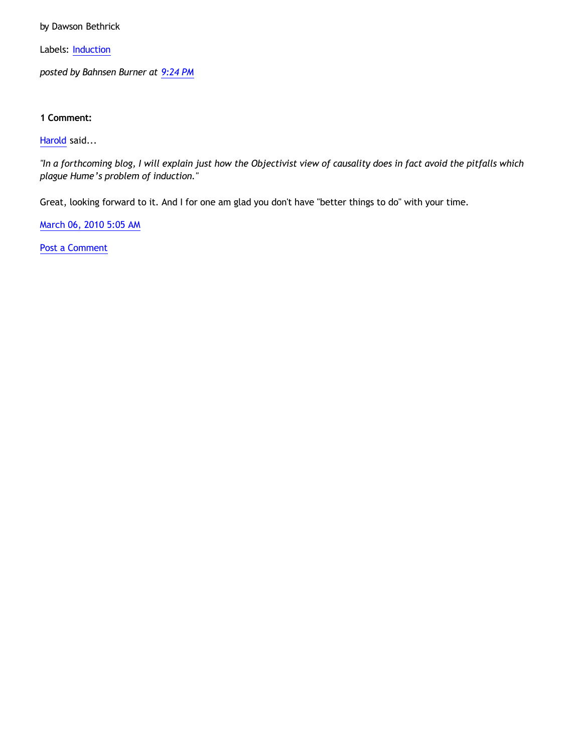by Dawson Bethrick

Labels: Induction

*posted by Bahnsen Burner at 9:24 PM*

**1 Comment:**

Harold said...

*"In a forthcoming blog, I will explain just how the Objectivist view of causality does in fact avoid the pitfalls which plague Hume's problem of induction."*

Great, looking forward to it. And I for one am glad you don't have "better things to do" with your time.

March 06, 2010 5:05 AM

Post a Comment